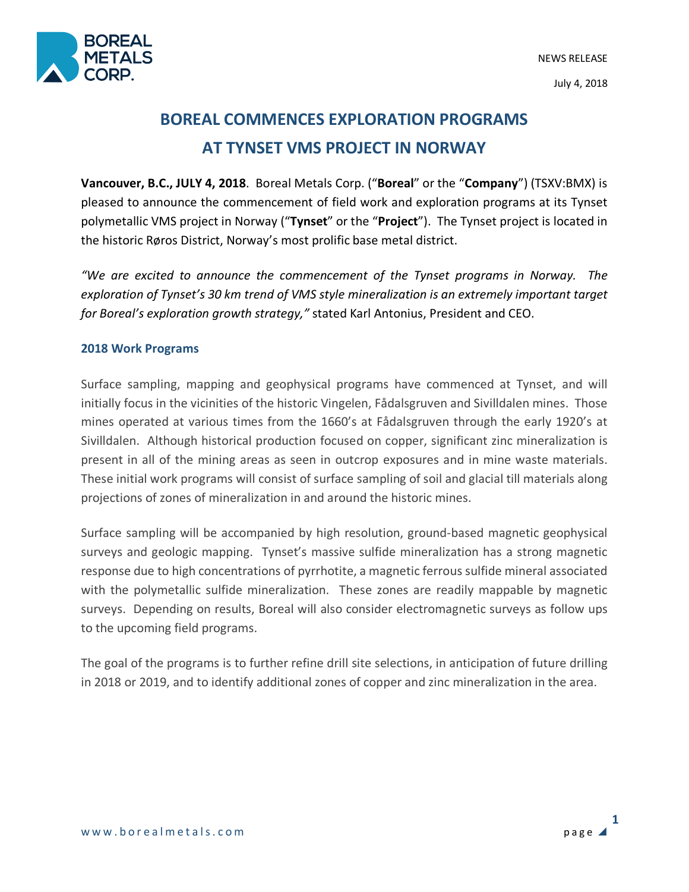NEWS RELEASE

July 4, 2018

# BOREAL COMMENCES EXPLORATION PROGRAMS AT TYNSET VMS PROJECT IN NORWAY

**Vancouver, B.C., JULY 4, 2018**. Boreal Metals Corp. ("**Boreal**" or the "**Company**") (TSXV:BMX) is pleased to announce the commencement of field work and exploration programs at its Tynset polymetallic VMS project in Norway ("**Tynset**" or the "**Project**"). The Tynset project is located in the historic Røros District, Norway's most prolific base metal district.

*"We are excited to announce the commencement of the Tynset programs in Norway. The exploration of Tynset's 30 km trend of VMS style mineralization is an extremely important target for Boreal's exploration growth strategy,"* stated Karl Antonius, President and CEO.

## 2018 Work Programs

Surface sampling, mapping and geophysical programs have commenced at Tynset, and will initially focus in the vicinities of the historic Vingelen, Fådalsgruven and Sivilldalen mines. Those mines operated at various times from the 1660's at Fådalsgruven through the early 1920's at Sivilldalen. Although historical production focused on copper, significant zinc mineralization is present in all of the mining areas as seen in outcrop exposures and in mine waste materials. These initial work programs will consist of surface sampling of soil and glacial till materials along projections of zones of mineralization in and around the historic mines.

Surface sampling will be accompanied by high resolution, ground-based magnetic geophysical surveys and geologic mapping. Tynset's massive sulfide mineralization has a strong magnetic response due to high concentrations of pyrrhotite, a magnetic ferrous sulfide mineral associated with the polymetallic sulfide mineralization. These zones are readily mappable by magnetic surveys. Depending on results, Boreal will also consider electromagnetic surveys as follow ups to the upcoming field programs.

The goal of the programs is to further refine drill site selections, in anticipation of future drilling in 2018 or 2019, and to identify additional zones of copper and zinc mineralization in the area.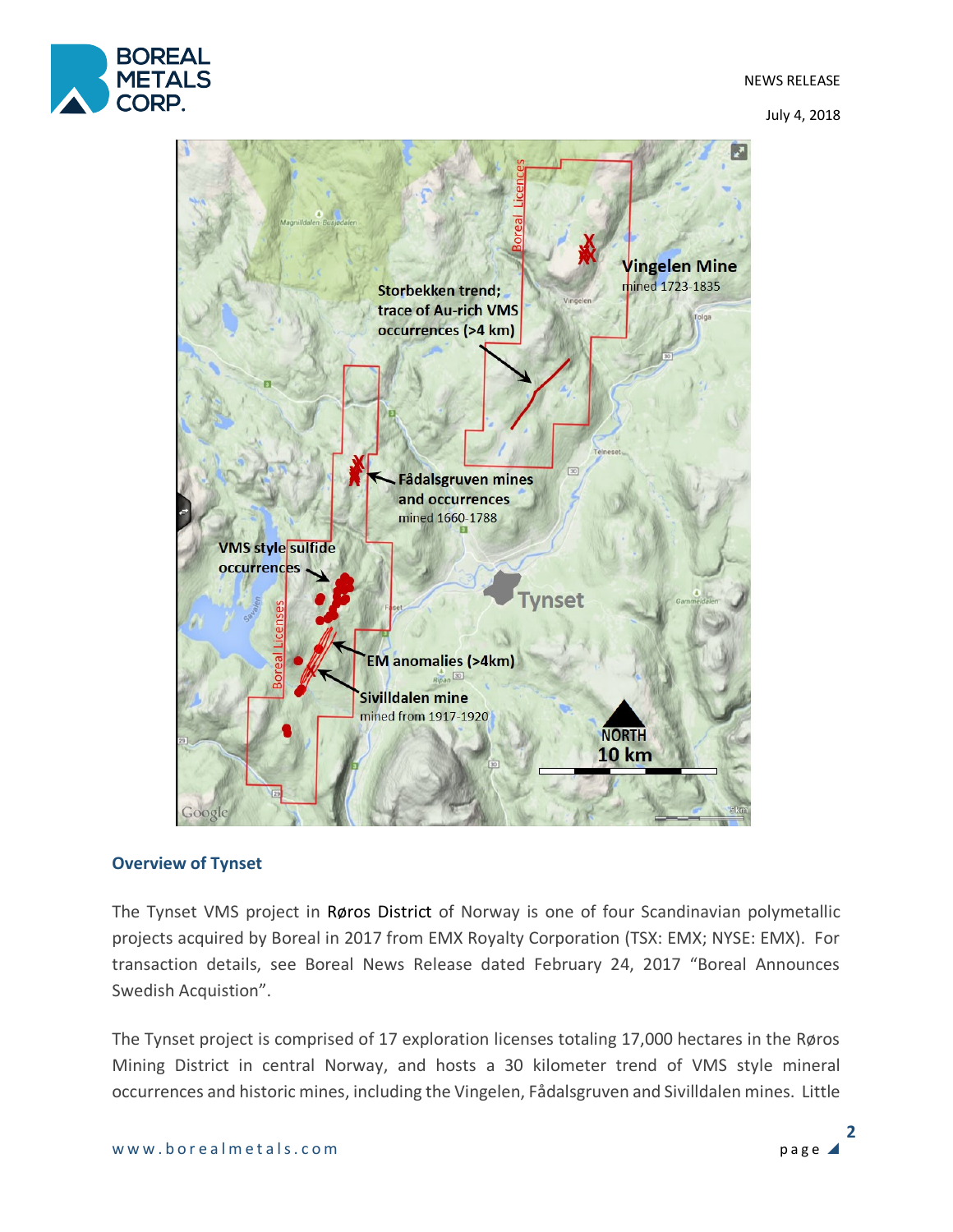## Overview of Tynset

The Tynset VMS project in Røros District of Norway is one of four Scandinavian polymetallic projects acquired by Boreal in 2017 from EMX Royalty Corporation (TSX: EMX; NYSE: EMX). For transaction details, see Boreal News Release dated February 24, 2017 "Boreal Announces Swedish Acquistion".

The Tynset project is comprised of 17 exploration licenses totaling 17,000 hectares in the Røros Mining District in central Norway, and hosts a 30 kilometer trend of VMS style mineral occurrences and historic mines, including the Vingelen, Fådalsgruven and Sivilldalen mines. Little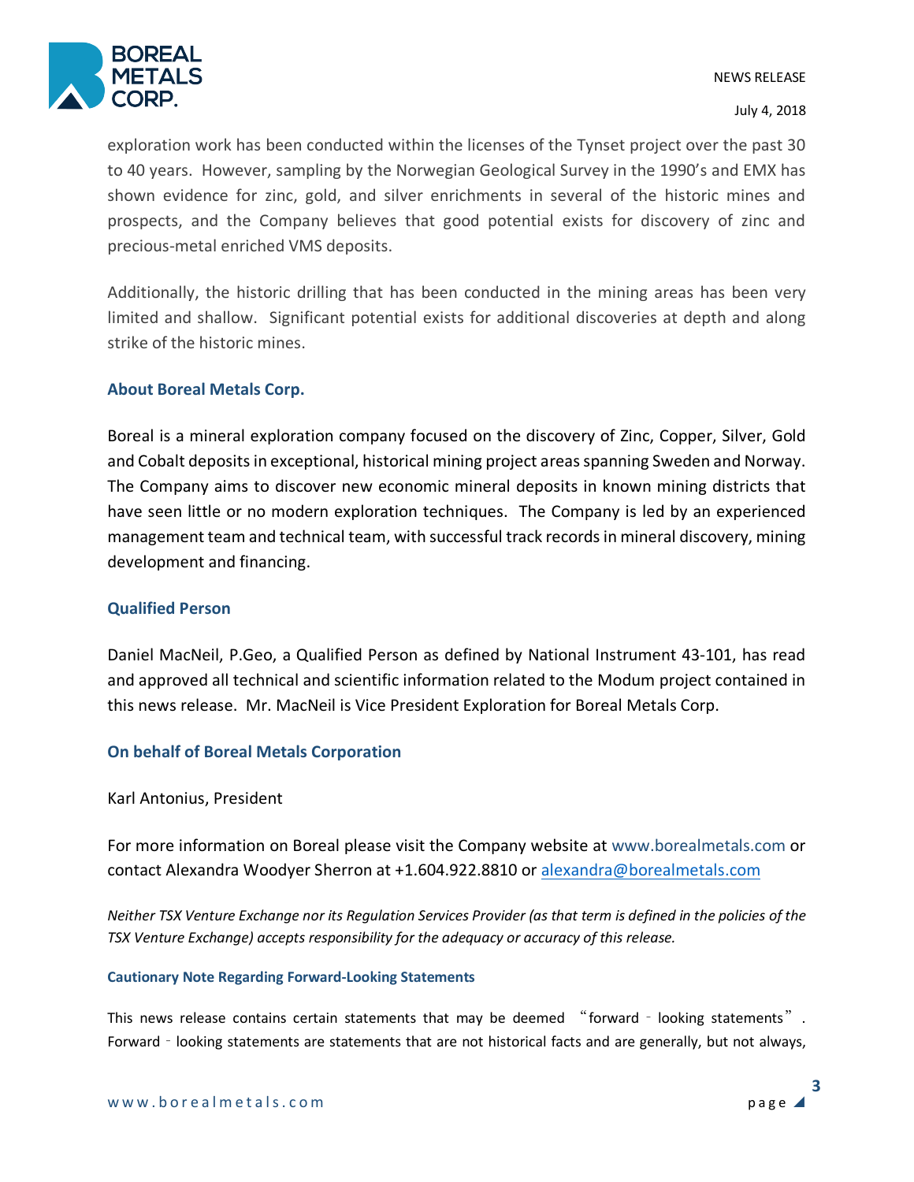exploration work has been conducted within the licenses of the Tynset project over the past 30 to 40 years. However, sampling by the Norwegian Geological Survey in the 1990's and EMX has shown evidence for zinc, gold, and silver enrichments in several of the historic mines and prospects, and the Company believes that good potential exists for discovery of zinc and precious-metal enriched VMS deposits.

Additionally, the historic drilling that has been conducted in the mining areas has been very limited and shallow. Significant potential exists for additional discoveries at depth and along strike of the historic mines.

### About Boreal Metals Corp.

Boreal is a mineral exploration company focused on the discovery of Zinc, Copper, Silver, Gold and Cobalt deposits in exceptional, historical mining project areas spanning Sweden and Norway. The Company aims to discover new economic mineral deposits in known mining districts that have seen little or no modern exploration techniques. The Company is led by an experienced management team and technical team, with successful track records in mineral discovery, mining development and financing.

### Qualified Person

Daniel MacNeil, P.Geo, a Qualified Person as defined by National Instrument 43-101, has read and approved all technical and scientific information related to the Modum project contained in this news release. Mr. MacNeil is Vice President Exploration for Boreal Metals Corp.

### On behalf of Boreal Metals Corporation

Karl Antonius, President

For more information on Boreal please visit the Company website at www.borealmetals.com or contact Alexandra Woodyer Sherron at +1.604.922.8810 or alexandra@borealmetals.com

*Neither TSX Venture Exchange nor its Regulation Services Provider (as that term is defined in the policies of the TSX Venture Exchange) accepts responsibility for the adequacy or accuracy of this release.*

#### Cautionary Note Regarding Forward-Looking Statements

This news release contains certain statements that may be deemed "forward‐looking statements". Forward‐looking statements are statements that are not historical facts and are generally, but not always,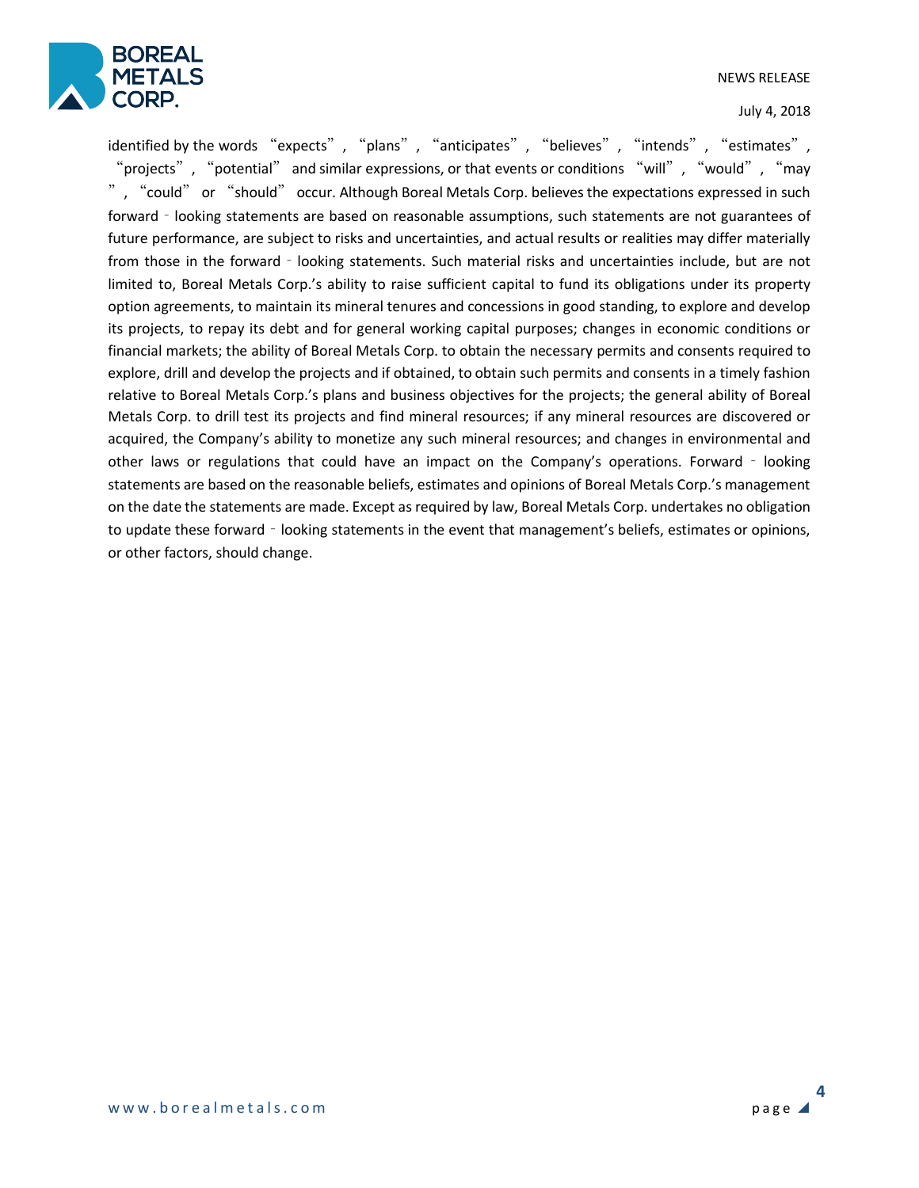identified by the words "expects", "plans", "anticipates", "believes", "intends", "estimates", "projects", "potential" and similar expressions, or that events or conditions "will", "would", "may", "could" or "should" occur. Although Boreal Metals Corp. believes the expectations expressed in such forward‑looking statements are based on reasonable assumptions, such statements are not guarantees of future performance, are subject to risks and uncertainties, and actual results or realities may differ materially from those in the forward‑looking statements. Such material risks and uncertainties include, but are not limited to, Boreal Metals Corp.'s ability to raise sufficient capital to fund its obligations under its property option agreements, to maintain its mineral tenures and concessions in good standing, to explore and develop its projects, to repay its debt and for general working capital purposes; changes in economic conditions or financial markets; the ability of Boreal Metals Corp. to obtain the necessary permits and consents required to explore, drill and develop the projects and if obtained, to obtain such permits and consents in a timely fashion relative to Boreal Metals Corp.'s plans and business objectives for the projects; the general ability of Boreal Metals Corp. to drill test its projects and find mineral resources; if any mineral resources are discovered or acquired, the Company's ability to monetize any such mineral resources; and changes in environmental and other laws or regulations that could have an impact on the Company's operations. Forward‑looking statements are based on the reasonable beliefs, estimates and opinions of Boreal Metals Corp.'s management on the date the statements are made. Except as required by law, Boreal Metals Corp. undertakes no obligation to update these forward‑looking statements in the event that management's beliefs, estimates or opinions, or other factors, should change.